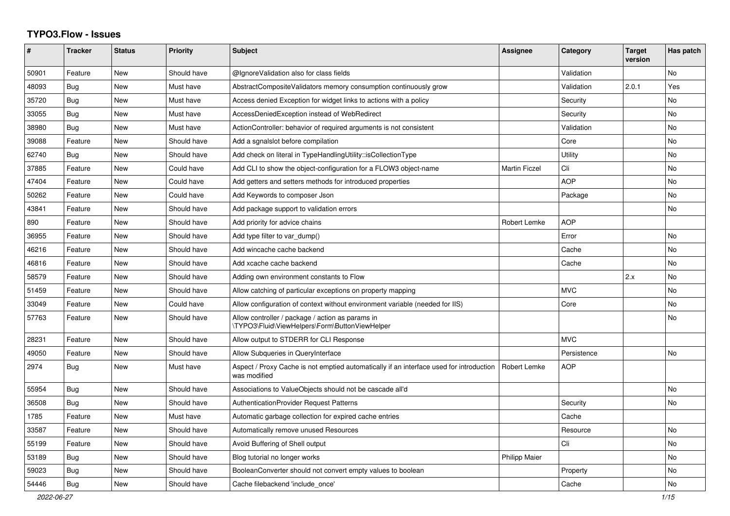# TYPO3.Flow - Issues

| # | Tracker | Status | Priority | Subject | Assignee | Category | Target version | Has patch |
|---|---|---|---|---|---|---|---|---|
| 50901 | Feature | New | Should have | @IgnoreValidation also for class fields | | Validation | | No |
| 48093 | Bug | New | Must have | AbstractCompositeValidators memory consumption continuously grow | | Validation | 2.0.1 | Yes |
| 35720 | Bug | New | Must have | Access denied Exception for widget links to actions with a policy | | Security | | No |
| 33055 | Bug | New | Must have | AccessDeniedException instead of WebRedirect | | Security | | No |
| 38980 | Bug | New | Must have | ActionController: behavior of required arguments is not consistent | | Validation | | No |
| 39088 | Feature | New | Should have | Add a sgnalslot before compilation | | Core | | No |
| 62740 | Bug | New | Should have | Add check on literal in TypeHandlingUtility::isCollectionType | | Utility | | No |
| 37885 | Feature | New | Could have | Add CLI to show the object-configuration for a FLOW3 object-name | Martin Ficzel | Cli | | No |
| 47404 | Feature | New | Could have | Add getters and setters methods for introduced properties | | AOP | | No |
| 50262 | Feature | New | Could have | Add Keywords to composer Json | | Package | | No |
| 43841 | Feature | New | Should have | Add package support to validation errors | | | | No |
| 890 | Feature | New | Should have | Add priority for advice chains | Robert Lemke | AOP | | |
| 36955 | Feature | New | Should have | Add type filter to var_dump() | | Error | | No |
| 46216 | Feature | New | Should have | Add wincache cache backend | | Cache | | No |
| 46816 | Feature | New | Should have | Add xcache cache backend | | Cache | | No |
| 58579 | Feature | New | Should have | Adding own environment constants to Flow | | | 2.x | No |
| 51459 | Feature | New | Should have | Allow catching of particular exceptions on property mapping | | MVC | | No |
| 33049 | Feature | New | Could have | Allow configuration of context without environment variable (needed for IIS) | | Core | | No |
| 57763 | Feature | New | Should have | Allow controller / package / action as params in \TYPO3\Fluid\ViewHelpers\Form\ButtonViewHelper | | | | No |
| 28231 | Feature | New | Should have | Allow output to STDERR for CLI Response | | MVC | | |
| 49050 | Feature | New | Should have | Allow Subqueries in QueryInterface | | Persistence | | No |
| 2974 | Bug | New | Must have | Aspect / Proxy Cache is not emptied automatically if an interface used for introduction was modified | Robert Lemke | AOP | | |
| 55954 | Bug | New | Should have | Associations to ValueObjects should not be cascade all'd | | | | No |
| 36508 | Bug | New | Should have | AuthenticationProvider Request Patterns | | Security | | No |
| 1785 | Feature | New | Must have | Automatic garbage collection for expired cache entries | | Cache | | |
| 33587 | Feature | New | Should have | Automatically remove unused Resources | | Resource | | No |
| 55199 | Feature | New | Should have | Avoid Buffering of Shell output | | Cli | | No |
| 53189 | Bug | New | Should have | Blog tutorial no longer works | Philipp Maier | | | No |
| 59023 | Bug | New | Should have | BooleanConverter should not convert empty values to boolean | | Property | | No |
| 54446 | Bug | New | Should have | Cache filebackend 'include_once' | | Cache | | No |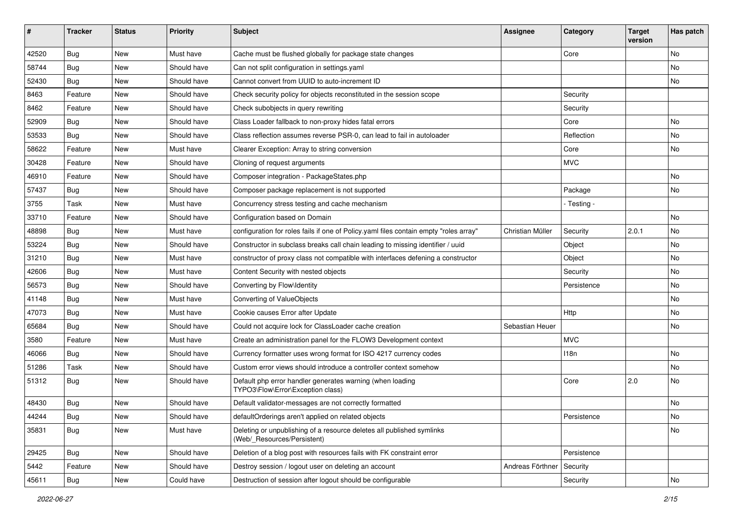| # | Tracker | Status | Priority | Subject | Assignee | Category | Target version | Has patch |
|---|---|---|---|---|---|---|---|---|
| 42520 | Bug | New | Must have | Cache must be flushed globally for package state changes | | Core | | No |
| 58744 | Bug | New | Should have | Can not split configuration in settings.yaml | | | | No |
| 52430 | Bug | New | Should have | Cannot convert from UUID to auto-increment ID | | | | No |
| 8463 | Feature | New | Should have | Check security policy for objects reconstituted in the session scope | | Security | | |
| 8462 | Feature | New | Should have | Check subobjects in query rewriting | | Security | | |
| 52909 | Bug | New | Should have | Class Loader fallback to non-proxy hides fatal errors | | Core | | No |
| 53533 | Bug | New | Should have | Class reflection assumes reverse PSR-0, can lead to fail in autoloader | | Reflection | | No |
| 58622 | Feature | New | Must have | Clearer Exception: Array to string conversion | | Core | | No |
| 30428 | Feature | New | Should have | Cloning of request arguments | | MVC | | |
| 46910 | Feature | New | Should have | Composer integration - PackageStates.php | | | | No |
| 57437 | Bug | New | Should have | Composer package replacement is not supported | | Package | | No |
| 3755 | Task | New | Must have | Concurrency stress testing and cache mechanism | | - Testing - | | |
| 33710 | Feature | New | Should have | Configuration based on Domain | | | | No |
| 48898 | Bug | New | Must have | configuration for roles fails if one of Policy.yaml files contain empty "roles array" | Christian Müller | Security | 2.0.1 | No |
| 53224 | Bug | New | Should have | Constructor in subclass breaks call chain leading to missing identifier / uuid | | Object | | No |
| 31210 | Bug | New | Must have | constructor of proxy class not compatible with interfaces defening a constructor | | Object | | No |
| 42606 | Bug | New | Must have | Content Security with nested objects | | Security | | No |
| 56573 | Bug | New | Should have | Converting by Flow\Identity | | Persistence | | No |
| 41148 | Bug | New | Must have | Converting of ValueObjects | | | | No |
| 47073 | Bug | New | Must have | Cookie causes Error after Update | | Http | | No |
| 65684 | Bug | New | Should have | Could not acquire lock for ClassLoader cache creation | Sebastian Heuer | | | No |
| 3580 | Feature | New | Must have | Create an administration panel for the FLOW3 Development context | | MVC | | |
| 46066 | Bug | New | Should have | Currency formatter uses wrong format for ISO 4217 currency codes | | I18n | | No |
| 51286 | Task | New | Should have | Custom error views should introduce a controller context somehow | | | | No |
| 51312 | Bug | New | Should have | Default php error handler generates warning (when loading TYPO3\Flow\Error\Exception class) | | Core | 2.0 | No |
| 48430 | Bug | New | Should have | Default validator-messages are not correctly formatted | | | | No |
| 44244 | Bug | New | Should have | defaultOrderings aren't applied on related objects | | Persistence | | No |
| 35831 | Bug | New | Must have | Deleting or unpublishing of a resource deletes all published symlinks (Web/_Resources/Persistent) | | | | No |
| 29425 | Bug | New | Should have | Deletion of a blog post with resources fails with FK constraint error | | Persistence | | |
| 5442 | Feature | New | Should have | Destroy session / logout user on deleting an account | Andreas Förthner | Security | | |
| 45611 | Bug | New | Could have | Destruction of session after logout should be configurable | | Security | | No |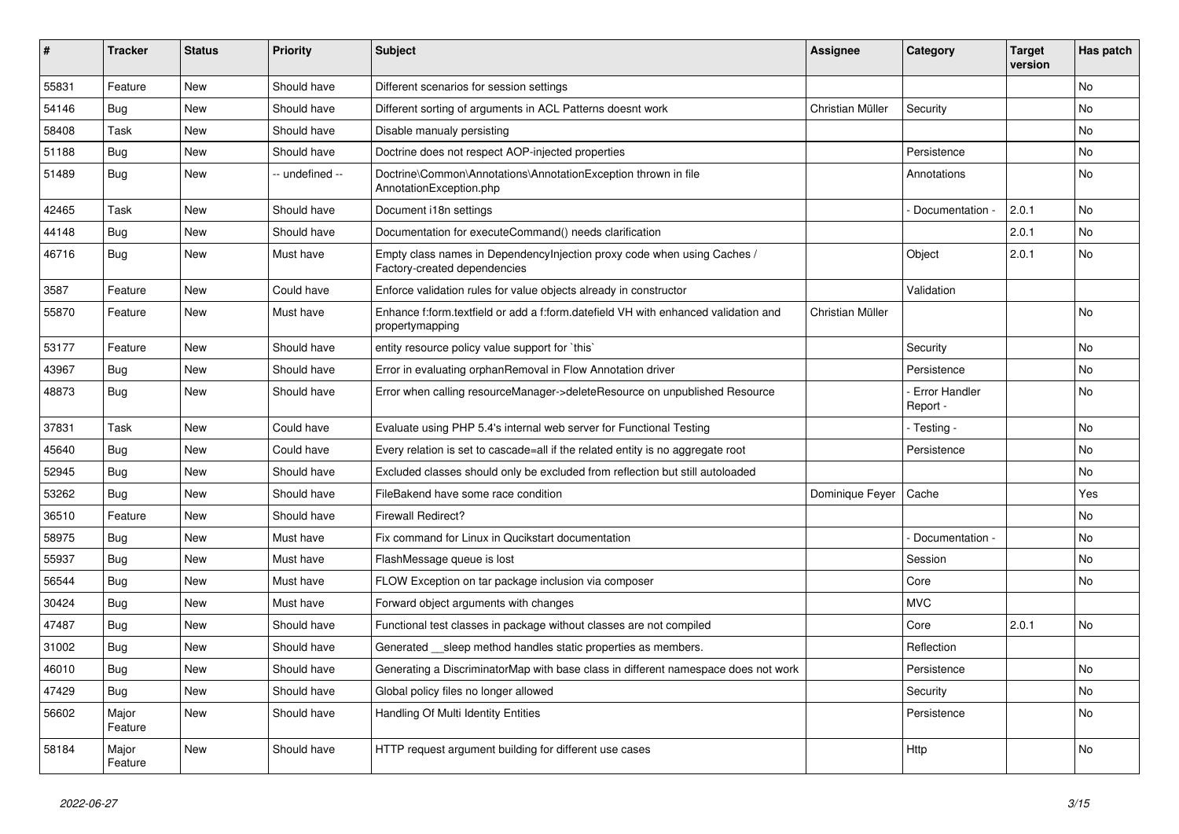| # | Tracker | Status | Priority | Subject | Assignee | Category | Target version | Has patch |
|---|---|---|---|---|---|---|---|---|
| 55831 | Feature | New | Should have | Different scenarios for session settings | | | | No |
| 54146 | Bug | New | Should have | Different sorting of arguments in ACL Patterns doesnt work | Christian Müller | Security | | No |
| 58408 | Task | New | Should have | Disable manualy persisting | | | | No |
| 51188 | Bug | New | Should have | Doctrine does not respect AOP-injected properties | | Persistence | | No |
| 51489 | Bug | New | -- undefined -- | Doctrine\Common\Annotations\AnnotationException thrown in file AnnotationException.php | | Annotations | | No |
| 42465 | Task | New | Should have | Document i18n settings | | - Documentation - | 2.0.1 | No |
| 44148 | Bug | New | Should have | Documentation for executeCommand() needs clarification | | | 2.0.1 | No |
| 46716 | Bug | New | Must have | Empty class names in DependencyInjection proxy code when using Caches / Factory-created dependencies | | Object | 2.0.1 | No |
| 3587 | Feature | New | Could have | Enforce validation rules for value objects already in constructor | | Validation | | |
| 55870 | Feature | New | Must have | Enhance f:form.textfield or add a f:form.datefield VH with enhanced validation and propertymapping | Christian Müller | | | No |
| 53177 | Feature | New | Should have | entity resource policy value support for `this` | | Security | | No |
| 43967 | Bug | New | Should have | Error in evaluating orphanRemoval in Flow Annotation driver | | Persistence | | No |
| 48873 | Bug | New | Should have | Error when calling resourceManager->deleteResource on unpublished Resource | | - Error Handler Report - | | No |
| 37831 | Task | New | Could have | Evaluate using PHP 5.4's internal web server for Functional Testing | | - Testing - | | No |
| 45640 | Bug | New | Could have | Every relation is set to cascade=all if the related entity is no aggregate root | | Persistence | | No |
| 52945 | Bug | New | Should have | Excluded classes should only be excluded from reflection but still autoloaded | | | | No |
| 53262 | Bug | New | Should have | FileBakend have some race condition | Dominique Feyer | Cache | | Yes |
| 36510 | Feature | New | Should have | Firewall Redirect? | | | | No |
| 58975 | Bug | New | Must have | Fix command for Linux in Qucikstart documentation | | - Documentation - | | No |
| 55937 | Bug | New | Must have | FlashMessage queue is lost | | Session | | No |
| 56544 | Bug | New | Must have | FLOW Exception on tar package inclusion via composer | | Core | | No |
| 30424 | Bug | New | Must have | Forward object arguments with changes | | MVC | | |
| 47487 | Bug | New | Should have | Functional test classes in package without classes are not compiled | | Core | 2.0.1 | No |
| 31002 | Bug | New | Should have | Generated __sleep method handles static properties as members. | | Reflection | | |
| 46010 | Bug | New | Should have | Generating a DiscriminatorMap with base class in different namespace does not work | | Persistence | | No |
| 47429 | Bug | New | Should have | Global policy files no longer allowed | | Security | | No |
| 56602 | Major Feature | New | Should have | Handling Of Multi Identity Entities | | Persistence | | No |
| 58184 | Major Feature | New | Should have | HTTP request argument building for different use cases | | Http | | No |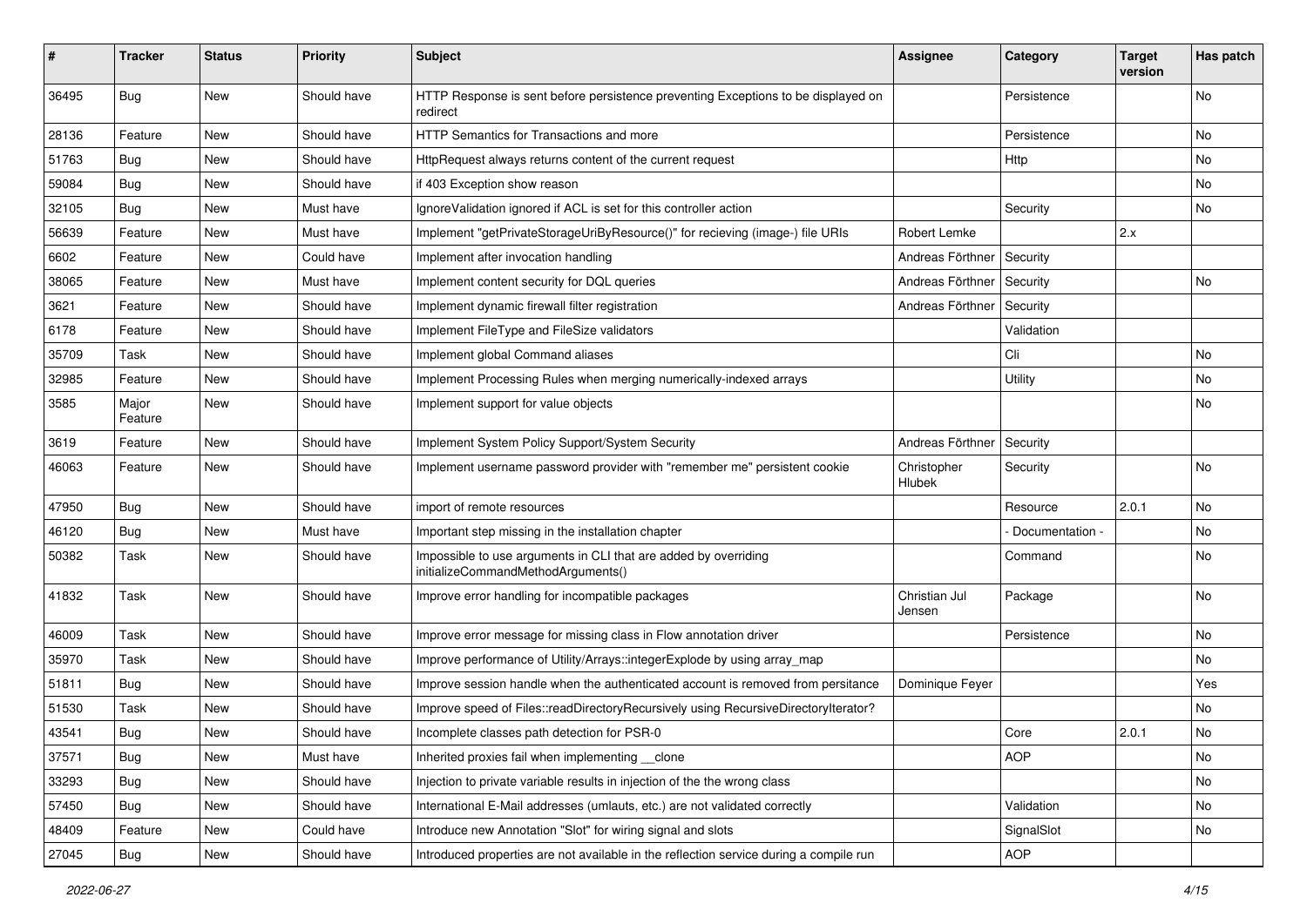| # | Tracker | Status | Priority | Subject | Assignee | Category | Target version | Has patch |
|---|---|---|---|---|---|---|---|---|
| 36495 | Bug | New | Should have | HTTP Response is sent before persistence preventing Exceptions to be displayed on redirect | | Persistence | | No |
| 28136 | Feature | New | Should have | HTTP Semantics for Transactions and more | | Persistence | | No |
| 51763 | Bug | New | Should have | HttpRequest always returns content of the current request | | Http | | No |
| 59084 | Bug | New | Should have | if 403 Exception show reason | | | | No |
| 32105 | Bug | New | Must have | IgnoreValidation ignored if ACL is set for this controller action | | Security | | No |
| 56639 | Feature | New | Must have | Implement "getPrivateStorageUriByResource()" for recieving (image-) file URIs | Robert Lemke | | 2.x | |
| 6602 | Feature | New | Could have | Implement after invocation handling | Andreas Förthner | Security | | |
| 38065 | Feature | New | Must have | Implement content security for DQL queries | Andreas Förthner | Security | | No |
| 3621 | Feature | New | Should have | Implement dynamic firewall filter registration | Andreas Förthner | Security | | |
| 6178 | Feature | New | Should have | Implement FileType and FileSize validators | | Validation | | |
| 35709 | Task | New | Should have | Implement global Command aliases | | Cli | | No |
| 32985 | Feature | New | Should have | Implement Processing Rules when merging numerically-indexed arrays | | Utility | | No |
| 3585 | Major Feature | New | Should have | Implement support for value objects | | | | No |
| 3619 | Feature | New | Should have | Implement System Policy Support/System Security | Andreas Förthner | Security | | |
| 46063 | Feature | New | Should have | Implement username password provider with "remember me" persistent cookie | Christopher Hlubek | Security | | No |
| 47950 | Bug | New | Should have | import of remote resources | | Resource | 2.0.1 | No |
| 46120 | Bug | New | Must have | Important step missing in the installation chapter | | - Documentation - | | No |
| 50382 | Task | New | Should have | Impossible to use arguments in CLI that are added by overriding initializeCommandMethodArguments() | | Command | | No |
| 41832 | Task | New | Should have | Improve error handling for incompatible packages | Christian Jul Jensen | Package | | No |
| 46009 | Task | New | Should have | Improve error message for missing class in Flow annotation driver | | Persistence | | No |
| 35970 | Task | New | Should have | Improve performance of Utility/Arrays::integerExplode by using array_map | | | | No |
| 51811 | Bug | New | Should have | Improve session handle when the authenticated account is removed from persitance | Dominique Feyer | | | Yes |
| 51530 | Task | New | Should have | Improve speed of Files::readDirectoryRecursively using RecursiveDirectoryIterator? | | | | No |
| 43541 | Bug | New | Should have | Incomplete classes path detection for PSR-0 | | Core | 2.0.1 | No |
| 37571 | Bug | New | Must have | Inherited proxies fail when implementing __clone | | AOP | | No |
| 33293 | Bug | New | Should have | Injection to private variable results in injection of the the wrong class | | | | No |
| 57450 | Bug | New | Should have | International E-Mail addresses (umlauts, etc.) are not validated correctly | | Validation | | No |
| 48409 | Feature | New | Could have | Introduce new Annotation "Slot" for wiring signal and slots | | SignalSlot | | No |
| 27045 | Bug | New | Should have | Introduced properties are not available in the reflection service during a compile run | | AOP | | |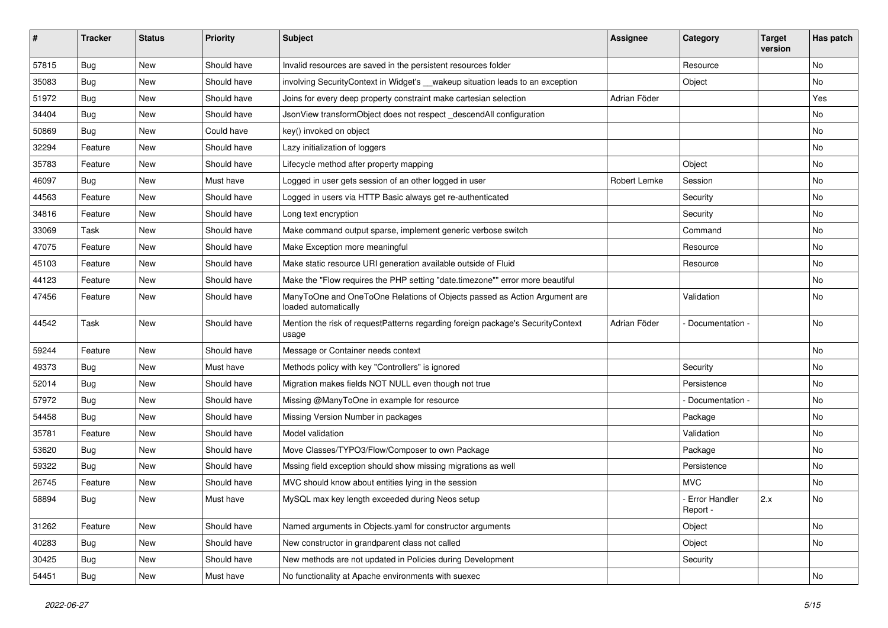| # | Tracker | Status | Priority | Subject | Assignee | Category | Target version | Has patch |
|---|---|---|---|---|---|---|---|---|
| 57815 | Bug | New | Should have | Invalid resources are saved in the persistent resources folder | | Resource | | No |
| 35083 | Bug | New | Should have | involving SecurityContext in Widget's __wakeup situation leads to an exception | | Object | | No |
| 51972 | Bug | New | Should have | Joins for every deep property constraint make cartesian selection | Adrian Föder | | | Yes |
| 34404 | Bug | New | Should have | JsonView transformObject does not respect _descendAll configuration | | | | No |
| 50869 | Bug | New | Could have | key() invoked on object | | | | No |
| 32294 | Feature | New | Should have | Lazy initialization of loggers | | | | No |
| 35783 | Feature | New | Should have | Lifecycle method after property mapping | | Object | | No |
| 46097 | Bug | New | Must have | Logged in user gets session of an other logged in user | Robert Lemke | Session | | No |
| 44563 | Feature | New | Should have | Logged in users via HTTP Basic always get re-authenticated | | Security | | No |
| 34816 | Feature | New | Should have | Long text encryption | | Security | | No |
| 33069 | Task | New | Should have | Make command output sparse, implement generic verbose switch | | Command | | No |
| 47075 | Feature | New | Should have | Make Exception more meaningful | | Resource | | No |
| 45103 | Feature | New | Should have | Make static resource URI generation available outside of Fluid | | Resource | | No |
| 44123 | Feature | New | Should have | Make the "Flow requires the PHP setting "date.timezone"" error more beautiful | | | | No |
| 47456 | Feature | New | Should have | ManyToOne and OneToOne Relations of Objects passed as Action Argument are loaded automatically | | Validation | | No |
| 44542 | Task | New | Should have | Mention the risk of requestPatterns regarding foreign package's SecurityContext usage | Adrian Föder | - Documentation - | | No |
| 59244 | Feature | New | Should have | Message or Container needs context | | | | No |
| 49373 | Bug | New | Must have | Methods policy with key "Controllers" is ignored | | Security | | No |
| 52014 | Bug | New | Should have | Migration makes fields NOT NULL even though not true | | Persistence | | No |
| 57972 | Bug | New | Should have | Missing @ManyToOne in example for resource | | - Documentation - | | No |
| 54458 | Bug | New | Should have | Missing Version Number in packages | | Package | | No |
| 35781 | Feature | New | Should have | Model validation | | Validation | | No |
| 53620 | Bug | New | Should have | Move Classes/TYPO3/Flow/Composer to own Package | | Package | | No |
| 59322 | Bug | New | Should have | Mssing field exception should show missing migrations as well | | Persistence | | No |
| 26745 | Feature | New | Should have | MVC should know about entities lying in the session | | MVC | | No |
| 58894 | Bug | New | Must have | MySQL max key length exceeded during Neos setup | | - Error Handler Report - | 2.x | No |
| 31262 | Feature | New | Should have | Named arguments in Objects.yaml for constructor arguments | | Object | | No |
| 40283 | Bug | New | Should have | New constructor in grandparent class not called | | Object | | No |
| 30425 | Bug | New | Should have | New methods are not updated in Policies during Development | | Security | | |
| 54451 | Bug | New | Must have | No functionality at Apache environments with suexec | | | | No |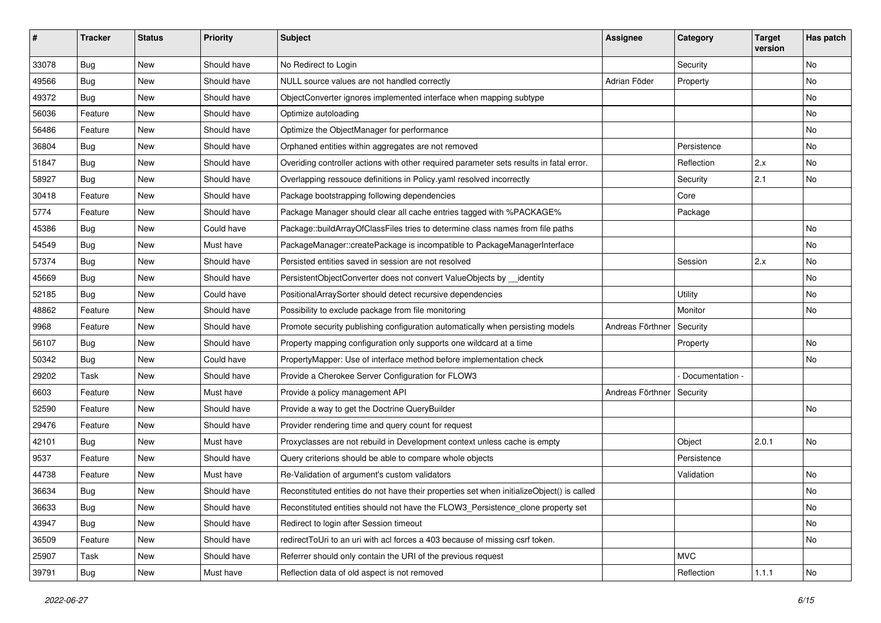| # | Tracker | Status | Priority | Subject | Assignee | Category | Target version | Has patch |
|---|---|---|---|---|---|---|---|---|
| 33078 | Bug | New | Should have | No Redirect to Login | | Security | | No |
| 49566 | Bug | New | Should have | NULL source values are not handled correctly | Adrian Föder | Property | | No |
| 49372 | Bug | New | Should have | ObjectConverter ignores implemented interface when mapping subtype | | | | No |
| 56036 | Feature | New | Should have | Optimize autoloading | | | | No |
| 56486 | Feature | New | Should have | Optimize the ObjectManager for performance | | | | No |
| 36804 | Bug | New | Should have | Orphaned entities within aggregates are not removed | | Persistence | | No |
| 51847 | Bug | New | Should have | Overiding controller actions with other required parameter sets results in fatal error. | | Reflection | 2.x | No |
| 58927 | Bug | New | Should have | Overlapping ressouce definitions in Policy.yaml resolved incorrectly | | Security | 2.1 | No |
| 30418 | Feature | New | Should have | Package bootstrapping following dependencies | | Core | | |
| 5774 | Feature | New | Should have | Package Manager should clear all cache entries tagged with %PACKAGE% | | Package | | |
| 45386 | Bug | New | Could have | Package::buildArrayOfClassFiles tries to determine class names from file paths | | | | No |
| 54549 | Bug | New | Must have | PackageManager::createPackage is incompatible to PackageManagerInterface | | | | No |
| 57374 | Bug | New | Should have | Persisted entities saved in session are not resolved | | Session | 2.x | No |
| 45669 | Bug | New | Should have | PersistentObjectConverter does not convert ValueObjects by __identity | | | | No |
| 52185 | Bug | New | Could have | PositionalArraySorter should detect recursive dependencies | | Utility | | No |
| 48862 | Feature | New | Should have | Possibility to exclude package from file monitoring | | Monitor | | No |
| 9968 | Feature | New | Should have | Promote security publishing configuration automatically when persisting models | Andreas Förthner | Security | | |
| 56107 | Bug | New | Should have | Property mapping configuration only supports one wildcard at a time | | Property | | No |
| 50342 | Bug | New | Could have | PropertyMapper: Use of interface method before implementation check | | | | No |
| 29202 | Task | New | Should have | Provide a Cherokee Server Configuration for FLOW3 | | - Documentation - | | |
| 6603 | Feature | New | Must have | Provide a policy management API | Andreas Förthner | Security | | |
| 52590 | Feature | New | Should have | Provide a way to get the Doctrine QueryBuilder | | | | No |
| 29476 | Feature | New | Should have | Provider rendering time and query count for request | | | | |
| 42101 | Bug | New | Must have | Proxyclasses are not rebuild in Development context unless cache is empty | | Object | 2.0.1 | No |
| 9537 | Feature | New | Should have | Query criterions should be able to compare whole objects | | Persistence | | |
| 44738 | Feature | New | Must have | Re-Validation of argument's custom validators | | Validation | | No |
| 36634 | Bug | New | Should have | Reconstituted entities do not have their properties set when initializeObject() is called | | | | No |
| 36633 | Bug | New | Should have | Reconstituted entities should not have the FLOW3_Persistence_clone property set | | | | No |
| 43947 | Bug | New | Should have | Redirect to login after Session timeout | | | | No |
| 36509 | Feature | New | Should have | redirectToUri to an uri with acl forces a 403 because of missing csrf token. | | | | No |
| 25907 | Task | New | Should have | Referrer should only contain the URI of the previous request | | MVC | | |
| 39791 | Bug | New | Must have | Reflection data of old aspect is not removed | | Reflection | 1.1.1 | No |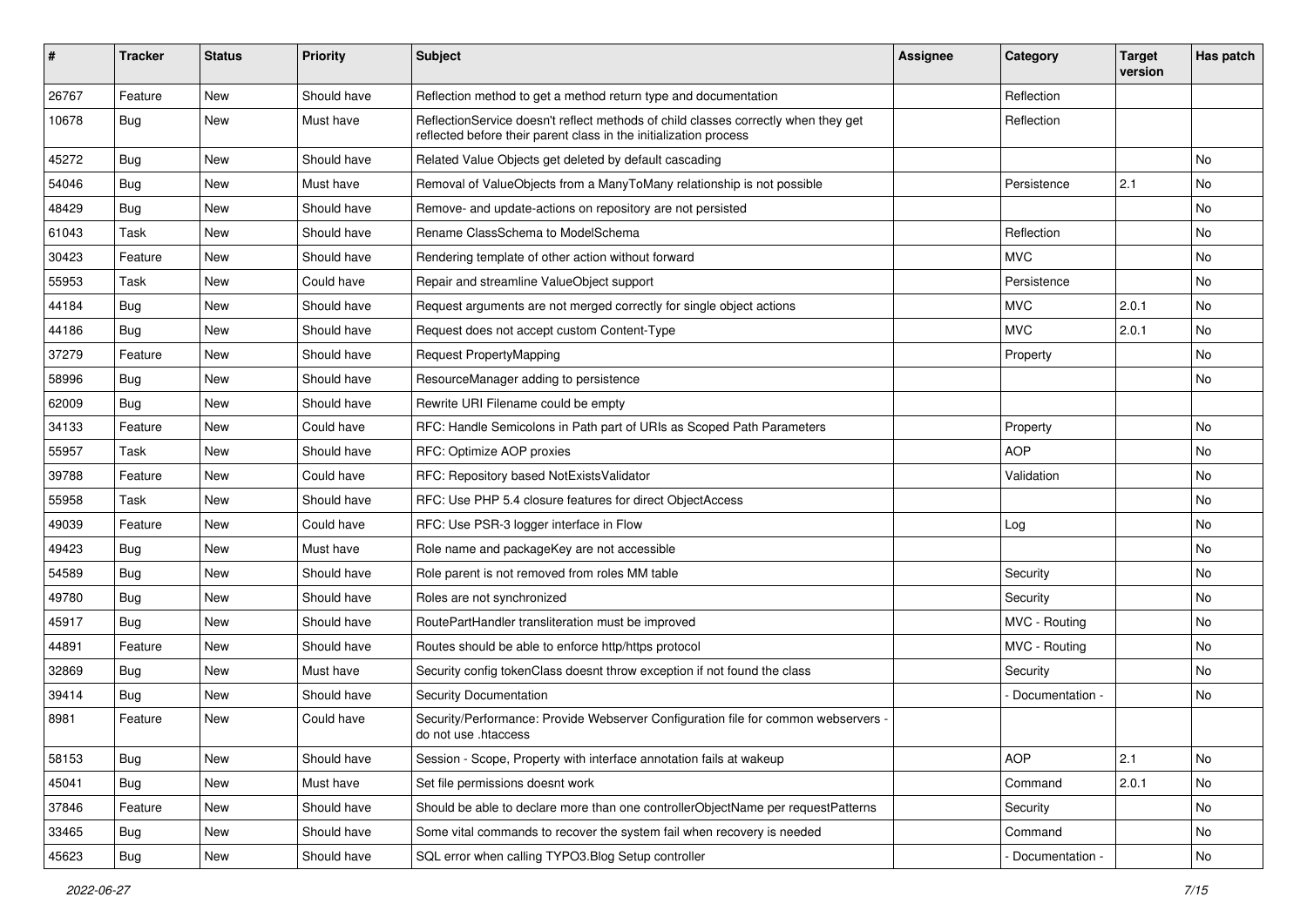| # | Tracker | Status | Priority | Subject | Assignee | Category | Target version | Has patch |
|---|---|---|---|---|---|---|---|---|
| 26767 | Feature | New | Should have | Reflection method to get a method return type and documentation | | Reflection | | |
| 10678 | Bug | New | Must have | ReflectionService doesn't reflect methods of child classes correctly when they get reflected before their parent class in the initialization process | | Reflection | | |
| 45272 | Bug | New | Should have | Related Value Objects get deleted by default cascading | | | | No |
| 54046 | Bug | New | Must have | Removal of ValueObjects from a ManyToMany relationship is not possible | | Persistence | 2.1 | No |
| 48429 | Bug | New | Should have | Remove- and update-actions on repository are not persisted | | | | No |
| 61043 | Task | New | Should have | Rename ClassSchema to ModelSchema | | Reflection | | No |
| 30423 | Feature | New | Should have | Rendering template of other action without forward | | MVC | | No |
| 55953 | Task | New | Could have | Repair and streamline ValueObject support | | Persistence | | No |
| 44184 | Bug | New | Should have | Request arguments are not merged correctly for single object actions | | MVC | 2.0.1 | No |
| 44186 | Bug | New | Should have | Request does not accept custom Content-Type | | MVC | 2.0.1 | No |
| 37279 | Feature | New | Should have | Request PropertyMapping | | Property | | No |
| 58996 | Bug | New | Should have | ResourceManager adding to persistence | | | | No |
| 62009 | Bug | New | Should have | Rewrite URI Filename could be empty | | | | |
| 34133 | Feature | New | Could have | RFC: Handle Semicolons in Path part of URIs as Scoped Path Parameters | | Property | | No |
| 55957 | Task | New | Should have | RFC: Optimize AOP proxies | | AOP | | No |
| 39788 | Feature | New | Could have | RFC: Repository based NotExistsValidator | | Validation | | No |
| 55958 | Task | New | Should have | RFC: Use PHP 5.4 closure features for direct ObjectAccess | | | | No |
| 49039 | Feature | New | Could have | RFC: Use PSR-3 logger interface in Flow | | Log | | No |
| 49423 | Bug | New | Must have | Role name and packageKey are not accessible | | | | No |
| 54589 | Bug | New | Should have | Role parent is not removed from roles MM table | | Security | | No |
| 49780 | Bug | New | Should have | Roles are not synchronized | | Security | | No |
| 45917 | Bug | New | Should have | RoutePartHandler transliteration must be improved | | MVC - Routing | | No |
| 44891 | Feature | New | Should have | Routes should be able to enforce http/https protocol | | MVC - Routing | | No |
| 32869 | Bug | New | Must have | Security config tokenClass doesnt throw exception if not found the class | | Security | | No |
| 39414 | Bug | New | Should have | Security Documentation | | - Documentation - | | No |
| 8981 | Feature | New | Could have | Security/Performance: Provide Webserver Configuration file for common webservers - do not use .htaccess | | | | |
| 58153 | Bug | New | Should have | Session - Scope, Property with interface annotation fails at wakeup | | AOP | 2.1 | No |
| 45041 | Bug | New | Must have | Set file permissions doesnt work | | Command | 2.0.1 | No |
| 37846 | Feature | New | Should have | Should be able to declare more than one controllerObjectName per requestPatterns | | Security | | No |
| 33465 | Bug | New | Should have | Some vital commands to recover the system fail when recovery is needed | | Command | | No |
| 45623 | Bug | New | Should have | SQL error when calling TYPO3.Blog Setup controller | | - Documentation - | | No |

2022-06-27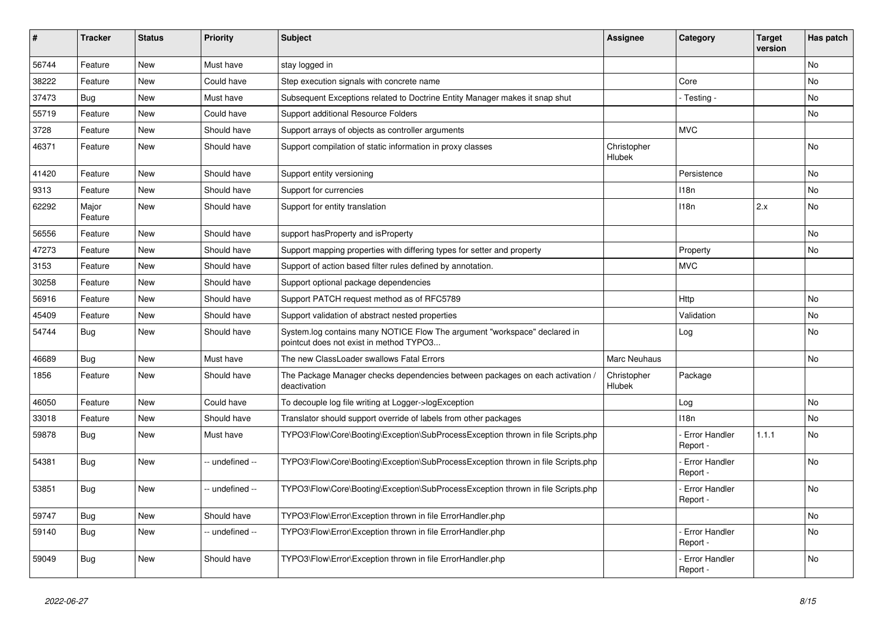| # | Tracker | Status | Priority | Subject | Assignee | Category | Target version | Has patch |
|---|---|---|---|---|---|---|---|---|
| 56744 | Feature | New | Must have | stay logged in | | | | No |
| 38222 | Feature | New | Could have | Step execution signals with concrete name | | Core | | No |
| 37473 | Bug | New | Must have | Subsequent Exceptions related to Doctrine Entity Manager makes it snap shut | | - Testing - | | No |
| 55719 | Feature | New | Could have | Support additional Resource Folders | | | | No |
| 3728 | Feature | New | Should have | Support arrays of objects as controller arguments | | MVC | | |
| 46371 | Feature | New | Should have | Support compilation of static information in proxy classes | Christopher Hlubek | | | No |
| 41420 | Feature | New | Should have | Support entity versioning | | Persistence | | No |
| 9313 | Feature | New | Should have | Support for currencies | | I18n | | No |
| 62292 | Major Feature | New | Should have | Support for entity translation | | I18n | 2.x | No |
| 56556 | Feature | New | Should have | support hasProperty and isProperty | | | | No |
| 47273 | Feature | New | Should have | Support mapping properties with differing types for setter and property | | Property | | No |
| 3153 | Feature | New | Should have | Support of action based filter rules defined by annotation. | | MVC | | |
| 30258 | Feature | New | Should have | Support optional package dependencies | | | | |
| 56916 | Feature | New | Should have | Support PATCH request method as of RFC5789 | | Http | | No |
| 45409 | Feature | New | Should have | Support validation of abstract nested properties | | Validation | | No |
| 54744 | Bug | New | Should have | System.log contains many NOTICE Flow The argument "workspace" declared in pointcut does not exist in method TYPO3... | | Log | | No |
| 46689 | Bug | New | Must have | The new ClassLoader swallows Fatal Errors | Marc Neuhaus | | | No |
| 1856 | Feature | New | Should have | The Package Manager checks dependencies between packages on each activation / deactivation | Christopher Hlubek | Package | | |
| 46050 | Feature | New | Could have | To decouple log file writing at Logger->logException | | Log | | No |
| 33018 | Feature | New | Should have | Translator should support override of labels from other packages | | I18n | | No |
| 59878 | Bug | New | Must have | TYPO3\Flow\Core\Booting\Exception\SubProcessException thrown in file Scripts.php | | - Error Handler Report - | 1.1.1 | No |
| 54381 | Bug | New | -- undefined -- | TYPO3\Flow\Core\Booting\Exception\SubProcessException thrown in file Scripts.php | | - Error Handler Report - | | No |
| 53851 | Bug | New | -- undefined -- | TYPO3\Flow\Core\Booting\Exception\SubProcessException thrown in file Scripts.php | | - Error Handler Report - | | No |
| 59747 | Bug | New | Should have | TYPO3\Flow\Error\Exception thrown in file ErrorHandler.php | | | | No |
| 59140 | Bug | New | -- undefined -- | TYPO3\Flow\Error\Exception thrown in file ErrorHandler.php | | - Error Handler Report - | | No |
| 59049 | Bug | New | Should have | TYPO3\Flow\Error\Exception thrown in file ErrorHandler.php | | - Error Handler Report - | | No |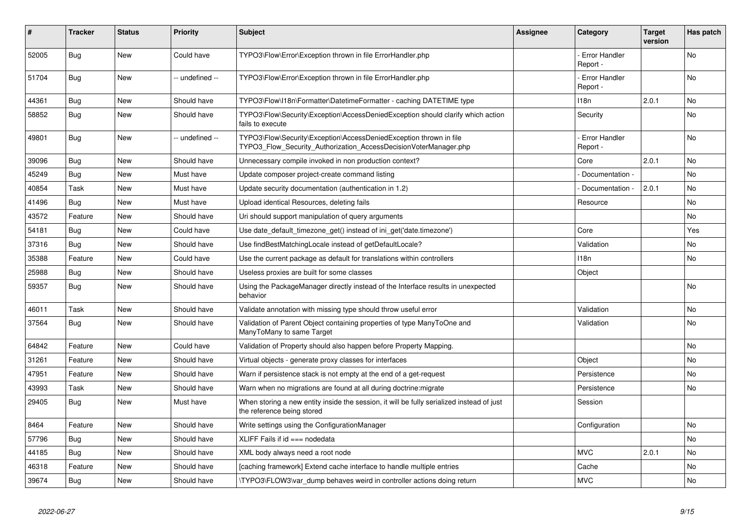| # | Tracker | Status | Priority | Subject | Assignee | Category | Target version | Has patch |
|---|---|---|---|---|---|---|---|---|
| 52005 | Bug | New | Could have | TYPO3\Flow\Error\Exception thrown in file ErrorHandler.php | | - Error Handler Report - | | No |
| 51704 | Bug | New | -- undefined -- | TYPO3\Flow\Error\Exception thrown in file ErrorHandler.php | | - Error Handler Report - | | No |
| 44361 | Bug | New | Should have | TYPO3\Flow\I18n\Formatter\DatetimeFormatter - caching DATETIME type | | I18n | 2.0.1 | No |
| 58852 | Bug | New | Should have | TYPO3\Flow\Security\Exception\AccessDeniedException should clarify which action fails to execute | | Security | | No |
| 49801 | Bug | New | -- undefined -- | TYPO3\Flow\Security\Exception\AccessDeniedException thrown in file TYPO3_Flow_Security_Authorization_AccessDecisionVoterManager.php | | - Error Handler Report - | | No |
| 39096 | Bug | New | Should have | Unnecessary compile invoked in non production context? | | Core | 2.0.1 | No |
| 45249 | Bug | New | Must have | Update composer project-create command listing | | - Documentation - | | No |
| 40854 | Task | New | Must have | Update security documentation (authentication in 1.2) | | - Documentation - | 2.0.1 | No |
| 41496 | Bug | New | Must have | Upload identical Resources, deleting fails | | Resource | | No |
| 43572 | Feature | New | Should have | Uri should support manipulation of query arguments | | | | No |
| 54181 | Bug | New | Could have | Use date_default_timezone_get() instead of ini_get('date.timezone') | | Core | | Yes |
| 37316 | Bug | New | Should have | Use findBestMatchingLocale instead of getDefaultLocale? | | Validation | | No |
| 35388 | Feature | New | Could have | Use the current package as default for translations within controllers | | I18n | | No |
| 25988 | Bug | New | Should have | Useless proxies are built for some classes | | Object | | |
| 59357 | Bug | New | Should have | Using the PackageManager directly instead of the Interface results in unexpected behavior | | | | No |
| 46011 | Task | New | Should have | Validate annotation with missing type should throw useful error | | Validation | | No |
| 37564 | Bug | New | Should have | Validation of Parent Object containing properties of type ManyToOne and ManyToMany to same Target | | Validation | | No |
| 64842 | Feature | New | Could have | Validation of Property should also happen before Property Mapping. | | | | No |
| 31261 | Feature | New | Should have | Virtual objects - generate proxy classes for interfaces | | Object | | No |
| 47951 | Feature | New | Should have | Warn if persistence stack is not empty at the end of a get-request | | Persistence | | No |
| 43993 | Task | New | Should have | Warn when no migrations are found at all during doctrine:migrate | | Persistence | | No |
| 29405 | Bug | New | Must have | When storing a new entity inside the session, it will be fully serialized instead of just the reference being stored | | Session | | |
| 8464 | Feature | New | Should have | Write settings using the ConfigurationManager | | Configuration | | No |
| 57796 | Bug | New | Should have | XLIFF Fails if id === nodedata | | | | No |
| 44185 | Bug | New | Should have | XML body always need a root node | | MVC | 2.0.1 | No |
| 46318 | Feature | New | Should have | [caching framework] Extend cache interface to handle multiple entries | | Cache | | No |
| 39674 | Bug | New | Should have | \TYPO3\FLOW3\var_dump behaves weird in controller actions doing return | | MVC | | No |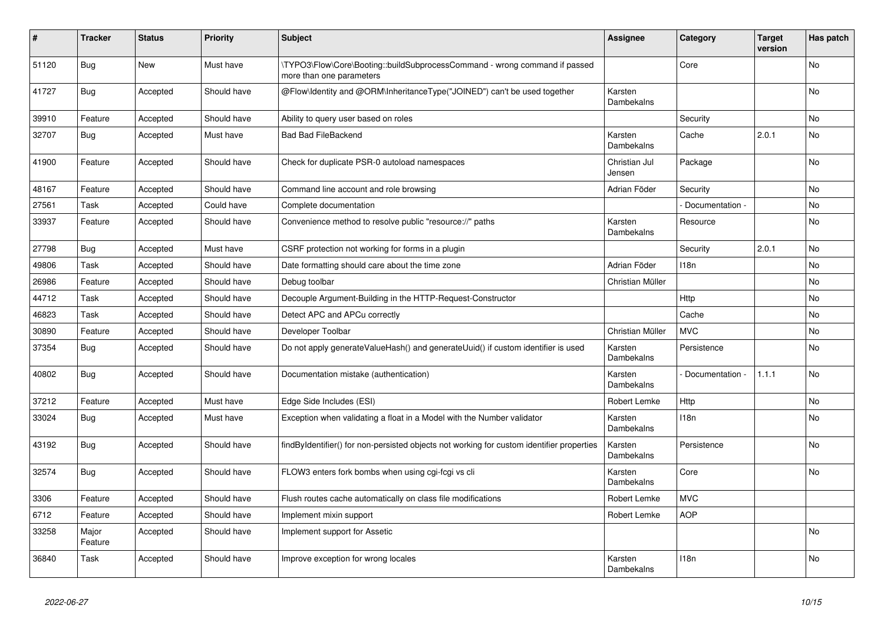| # | Tracker | Status | Priority | Subject | Assignee | Category | Target version | Has patch |
|---|---|---|---|---|---|---|---|---|
| 51120 | Bug | New | Must have | \TYPO3\Flow\Core\Booting::buildSubprocessCommand - wrong command if passed more than one parameters | | Core | | No |
| 41727 | Bug | Accepted | Should have | @Flow\Identity and @ORM\InheritanceType("JOINED") can't be used together | Karsten Dambekalns | | | No |
| 39910 | Feature | Accepted | Should have | Ability to query user based on roles | | Security | | No |
| 32707 | Bug | Accepted | Must have | Bad Bad FileBackend | Karsten Dambekalns | Cache | 2.0.1 | No |
| 41900 | Feature | Accepted | Should have | Check for duplicate PSR-0 autoload namespaces | Christian Jul Jensen | Package | | No |
| 48167 | Feature | Accepted | Should have | Command line account and role browsing | Adrian Föder | Security | | No |
| 27561 | Task | Accepted | Could have | Complete documentation | | - Documentation - | | No |
| 33937 | Feature | Accepted | Should have | Convenience method to resolve public "resource://" paths | Karsten Dambekalns | Resource | | No |
| 27798 | Bug | Accepted | Must have | CSRF protection not working for forms in a plugin | | Security | 2.0.1 | No |
| 49806 | Task | Accepted | Should have | Date formatting should care about the time zone | Adrian Föder | I18n | | No |
| 26986 | Feature | Accepted | Should have | Debug toolbar | Christian Müller | | | No |
| 44712 | Task | Accepted | Should have | Decouple Argument-Building in the HTTP-Request-Constructor | | Http | | No |
| 46823 | Task | Accepted | Should have | Detect APC and APCu correctly | | Cache | | No |
| 30890 | Feature | Accepted | Should have | Developer Toolbar | Christian Müller | MVC | | No |
| 37354 | Bug | Accepted | Should have | Do not apply generateValueHash() and generateUuid() if custom identifier is used | Karsten Dambekalns | Persistence | | No |
| 40802 | Bug | Accepted | Should have | Documentation mistake (authentication) | Karsten Dambekalns | - Documentation - | 1.1.1 | No |
| 37212 | Feature | Accepted | Must have | Edge Side Includes (ESI) | Robert Lemke | Http | | No |
| 33024 | Bug | Accepted | Must have | Exception when validating a float in a Model with the Number validator | Karsten Dambekalns | I18n | | No |
| 43192 | Bug | Accepted | Should have | findByIdentifier() for non-persisted objects not working for custom identifier properties | Karsten Dambekalns | Persistence | | No |
| 32574 | Bug | Accepted | Should have | FLOW3 enters fork bombs when using cgi-fcgi vs cli | Karsten Dambekalns | Core | | No |
| 3306 | Feature | Accepted | Should have | Flush routes cache automatically on class file modifications | Robert Lemke | MVC | | |
| 6712 | Feature | Accepted | Should have | Implement mixin support | Robert Lemke | AOP | | |
| 33258 | Major Feature | Accepted | Should have | Implement support for Assetic | | | | No |
| 36840 | Task | Accepted | Should have | Improve exception for wrong locales | Karsten Dambekalns | I18n | | No |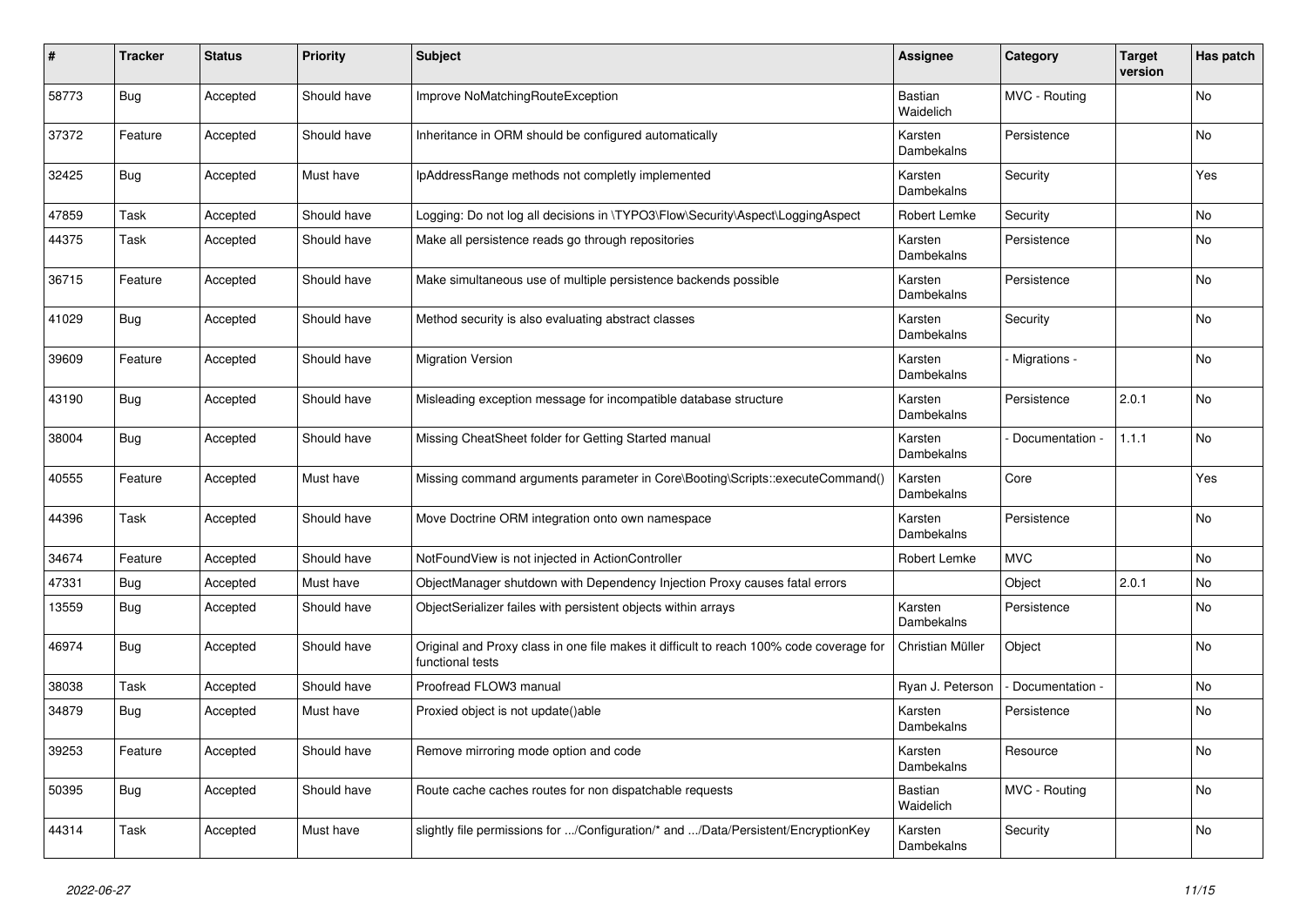| # | Tracker | Status | Priority | Subject | Assignee | Category | Target version | Has patch |
|---|---|---|---|---|---|---|---|---|
| 58773 | Bug | Accepted | Should have | Improve NoMatchingRouteException | Bastian Waidelich | MVC - Routing | | No |
| 37372 | Feature | Accepted | Should have | Inheritance in ORM should be configured automatically | Karsten Dambekalns | Persistence | | No |
| 32425 | Bug | Accepted | Must have | IpAddressRange methods not completly implemented | Karsten Dambekalns | Security | | Yes |
| 47859 | Task | Accepted | Should have | Logging: Do not log all decisions in \TYPO3\Flow\Security\Aspect\LoggingAspect | Robert Lemke | Security | | No |
| 44375 | Task | Accepted | Should have | Make all persistence reads go through repositories | Karsten Dambekalns | Persistence | | No |
| 36715 | Feature | Accepted | Should have | Make simultaneous use of multiple persistence backends possible | Karsten Dambekalns | Persistence | | No |
| 41029 | Bug | Accepted | Should have | Method security is also evaluating abstract classes | Karsten Dambekalns | Security | | No |
| 39609 | Feature | Accepted | Should have | Migration Version | Karsten Dambekalns | - Migrations - | | No |
| 43190 | Bug | Accepted | Should have | Misleading exception message for incompatible database structure | Karsten Dambekalns | Persistence | 2.0.1 | No |
| 38004 | Bug | Accepted | Should have | Missing CheatSheet folder for Getting Started manual | Karsten Dambekalns | - Documentation - | 1.1.1 | No |
| 40555 | Feature | Accepted | Must have | Missing command arguments parameter in Core\Booting\Scripts::executeCommand() | Karsten Dambekalns | Core | | Yes |
| 44396 | Task | Accepted | Should have | Move Doctrine ORM integration onto own namespace | Karsten Dambekalns | Persistence | | No |
| 34674 | Feature | Accepted | Should have | NotFoundView is not injected in ActionController | Robert Lemke | MVC | | No |
| 47331 | Bug | Accepted | Must have | ObjectManager shutdown with Dependency Injection Proxy causes fatal errors | | Object | 2.0.1 | No |
| 13559 | Bug | Accepted | Should have | ObjectSerializer failes with persistent objects within arrays | Karsten Dambekalns | Persistence | | No |
| 46974 | Bug | Accepted | Should have | Original and Proxy class in one file makes it difficult to reach 100% code coverage for functional tests | Christian Müller | Object | | No |
| 38038 | Task | Accepted | Should have | Proofread FLOW3 manual | Ryan J. Peterson | - Documentation - | | No |
| 34879 | Bug | Accepted | Must have | Proxied object is not update()able | Karsten Dambekalns | Persistence | | No |
| 39253 | Feature | Accepted | Should have | Remove mirroring mode option and code | Karsten Dambekalns | Resource | | No |
| 50395 | Bug | Accepted | Should have | Route cache caches routes for non dispatchable requests | Bastian Waidelich | MVC - Routing | | No |
| 44314 | Task | Accepted | Must have | slightly file permissions for .../Configuration/* and .../Data/Persistent/EncryptionKey | Karsten Dambekalns | Security | | No |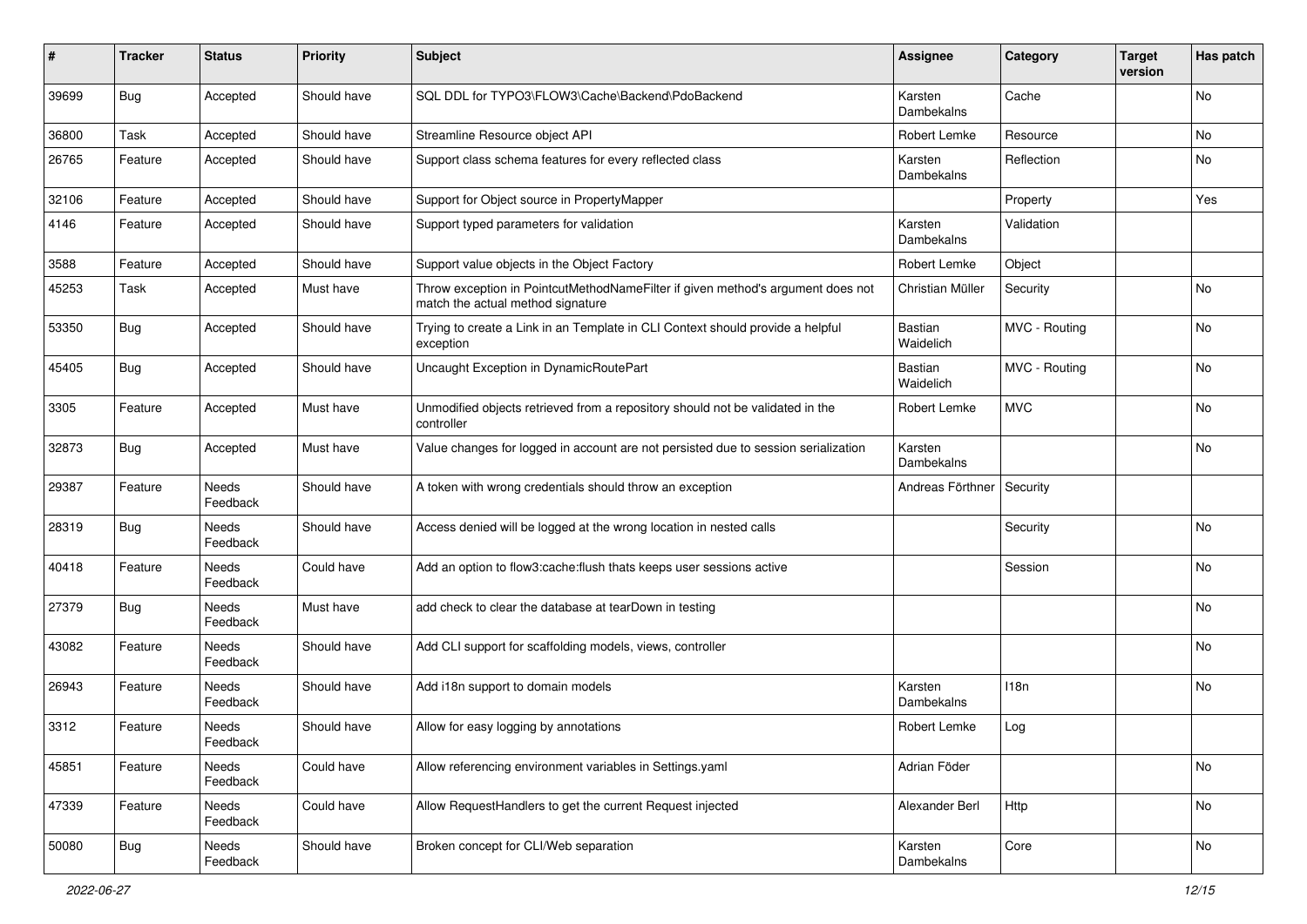| # | Tracker | Status | Priority | Subject | Assignee | Category | Target version | Has patch |
|---|---|---|---|---|---|---|---|---|
| 39699 | Bug | Accepted | Should have | SQL DDL for TYPO3\FLOW3\Cache\Backend\PdoBackend | Karsten Dambekalns | Cache | | No |
| 36800 | Task | Accepted | Should have | Streamline Resource object API | Robert Lemke | Resource | | No |
| 26765 | Feature | Accepted | Should have | Support class schema features for every reflected class | Karsten Dambekalns | Reflection | | No |
| 32106 | Feature | Accepted | Should have | Support for Object source in PropertyMapper | | Property | | Yes |
| 4146 | Feature | Accepted | Should have | Support typed parameters for validation | Karsten Dambekalns | Validation | | |
| 3588 | Feature | Accepted | Should have | Support value objects in the Object Factory | Robert Lemke | Object | | |
| 45253 | Task | Accepted | Must have | Throw exception in PointcutMethodNameFilter if given method's argument does not match the actual method signature | Christian Müller | Security | | No |
| 53350 | Bug | Accepted | Should have | Trying to create a Link in an Template in CLI Context should provide a helpful exception | Bastian Waidelich | MVC - Routing | | No |
| 45405 | Bug | Accepted | Should have | Uncaught Exception in DynamicRoutePart | Bastian Waidelich | MVC - Routing | | No |
| 3305 | Feature | Accepted | Must have | Unmodified objects retrieved from a repository should not be validated in the controller | Robert Lemke | MVC | | No |
| 32873 | Bug | Accepted | Must have | Value changes for logged in account are not persisted due to session serialization | Karsten Dambekalns | | | No |
| 29387 | Feature | Needs Feedback | Should have | A token with wrong credentials should throw an exception | Andreas Förthner | Security | | |
| 28319 | Bug | Needs Feedback | Should have | Access denied will be logged at the wrong location in nested calls | | Security | | No |
| 40418 | Feature | Needs Feedback | Could have | Add an option to flow3:cache:flush thats keeps user sessions active | | Session | | No |
| 27379 | Bug | Needs Feedback | Must have | add check to clear the database at tearDown in testing | | | | No |
| 43082 | Feature | Needs Feedback | Should have | Add CLI support for scaffolding models, views, controller | | | | No |
| 26943 | Feature | Needs Feedback | Should have | Add i18n support to domain models | Karsten Dambekalns | I18n | | No |
| 3312 | Feature | Needs Feedback | Should have | Allow for easy logging by annotations | Robert Lemke | Log | | |
| 45851 | Feature | Needs Feedback | Could have | Allow referencing environment variables in Settings.yaml | Adrian Föder | | | No |
| 47339 | Feature | Needs Feedback | Could have | Allow RequestHandlers to get the current Request injected | Alexander Berl | Http | | No |
| 50080 | Bug | Needs Feedback | Should have | Broken concept for CLI/Web separation | Karsten Dambekalns | Core | | No |

*2022-06-27*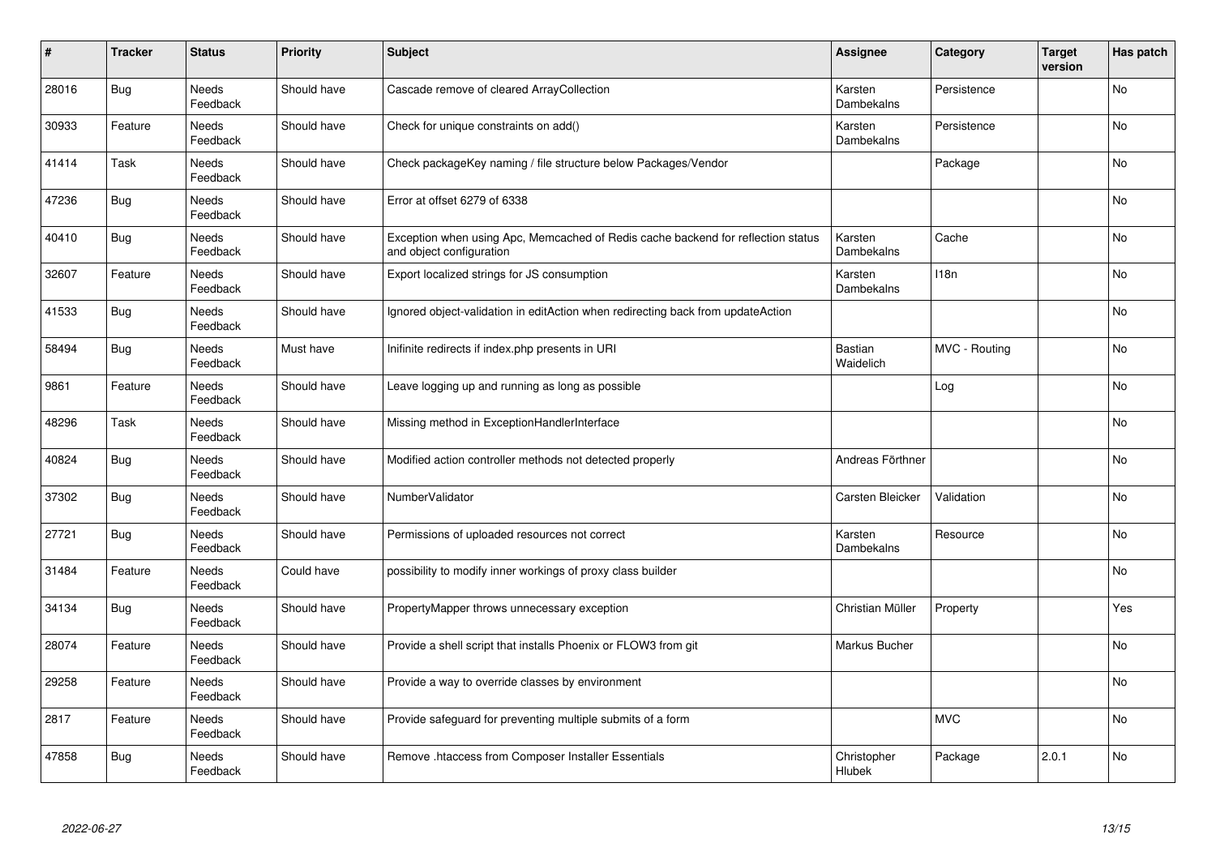| # | Tracker | Status | Priority | Subject | Assignee | Category | Target version | Has patch |
|---|---|---|---|---|---|---|---|---|
| 28016 | Bug | Needs Feedback | Should have | Cascade remove of cleared ArrayCollection | Karsten Dambekalns | Persistence | | No |
| 30933 | Feature | Needs Feedback | Should have | Check for unique constraints on add() | Karsten Dambekalns | Persistence | | No |
| 41414 | Task | Needs Feedback | Should have | Check packageKey naming / file structure below Packages/Vendor | | Package | | No |
| 47236 | Bug | Needs Feedback | Should have | Error at offset 6279 of 6338 | | | | No |
| 40410 | Bug | Needs Feedback | Should have | Exception when using Apc, Memcached of Redis cache backend for reflection status and object configuration | Karsten Dambekalns | Cache | | No |
| 32607 | Feature | Needs Feedback | Should have | Export localized strings for JS consumption | Karsten Dambekalns | I18n | | No |
| 41533 | Bug | Needs Feedback | Should have | Ignored object-validation in editAction when redirecting back from updateAction | | | | No |
| 58494 | Bug | Needs Feedback | Must have | Inifinite redirects if index.php presents in URI | Bastian Waidelich | MVC - Routing | | No |
| 9861 | Feature | Needs Feedback | Should have | Leave logging up and running as long as possible | | Log | | No |
| 48296 | Task | Needs Feedback | Should have | Missing method in ExceptionHandlerInterface | | | | No |
| 40824 | Bug | Needs Feedback | Should have | Modified action controller methods not detected properly | Andreas Förthner | | | No |
| 37302 | Bug | Needs Feedback | Should have | NumberValidator | Carsten Bleicker | Validation | | No |
| 27721 | Bug | Needs Feedback | Should have | Permissions of uploaded resources not correct | Karsten Dambekalns | Resource | | No |
| 31484 | Feature | Needs Feedback | Could have | possibility to modify inner workings of proxy class builder | | | | No |
| 34134 | Bug | Needs Feedback | Should have | PropertyMapper throws unnecessary exception | Christian Müller | Property | | Yes |
| 28074 | Feature | Needs Feedback | Should have | Provide a shell script that installs Phoenix or FLOW3 from git | Markus Bucher | | | No |
| 29258 | Feature | Needs Feedback | Should have | Provide a way to override classes by environment | | | | No |
| 2817 | Feature | Needs Feedback | Should have | Provide safeguard for preventing multiple submits of a form | | MVC | | No |
| 47858 | Bug | Needs Feedback | Should have | Remove .htaccess from Composer Installer Essentials | Christopher Hlubek | Package | 2.0.1 | No |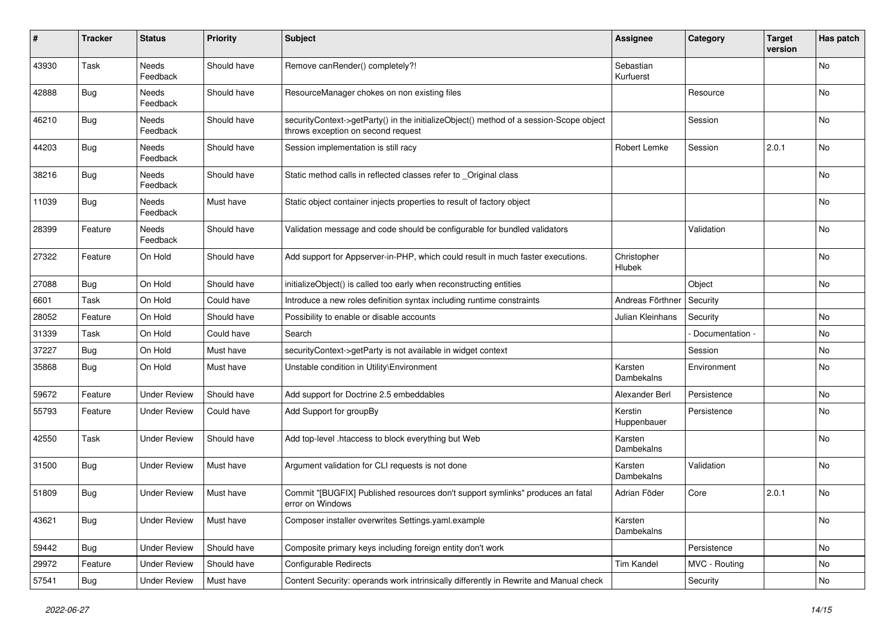| # | Tracker | Status | Priority | Subject | Assignee | Category | Target version | Has patch |
|---|---|---|---|---|---|---|---|---|
| 43930 | Task | Needs Feedback | Should have | Remove canRender() completely?! | Sebastian Kurfuerst | | | No |
| 42888 | Bug | Needs Feedback | Should have | ResourceManager chokes on non existing files | | Resource | | No |
| 46210 | Bug | Needs Feedback | Should have | securityContext->getParty() in the initializeObject() method of a session-Scope object throws exception on second request | | Session | | No |
| 44203 | Bug | Needs Feedback | Should have | Session implementation is still racy | Robert Lemke | Session | 2.0.1 | No |
| 38216 | Bug | Needs Feedback | Should have | Static method calls in reflected classes refer to _Original class | | | | No |
| 11039 | Bug | Needs Feedback | Must have | Static object container injects properties to result of factory object | | | | No |
| 28399 | Feature | Needs Feedback | Should have | Validation message and code should be configurable for bundled validators | | Validation | | No |
| 27322 | Feature | On Hold | Should have | Add support for Appserver-in-PHP, which could result in much faster executions. | Christopher Hlubek | | | No |
| 27088 | Bug | On Hold | Should have | initializeObject() is called too early when reconstructing entities | | Object | | No |
| 6601 | Task | On Hold | Could have | Introduce a new roles definition syntax including runtime constraints | Andreas Förthner | Security | | |
| 28052 | Feature | On Hold | Should have | Possibility to enable or disable accounts | Julian Kleinhans | Security | | No |
| 31339 | Task | On Hold | Could have | Search | | - Documentation - | | No |
| 37227 | Bug | On Hold | Must have | securityContext->getParty is not available in widget context | | Session | | No |
| 35868 | Bug | On Hold | Must have | Unstable condition in Utility\Environment | Karsten Dambekalns | Environment | | No |
| 59672 | Feature | Under Review | Should have | Add support for Doctrine 2.5 embeddables | Alexander Berl | Persistence | | No |
| 55793 | Feature | Under Review | Could have | Add Support for groupBy | Kerstin Huppenbauer | Persistence | | No |
| 42550 | Task | Under Review | Should have | Add top-level .htaccess to block everything but Web | Karsten Dambekalns | | | No |
| 31500 | Bug | Under Review | Must have | Argument validation for CLI requests is not done | Karsten Dambekalns | Validation | | No |
| 51809 | Bug | Under Review | Must have | Commit "[BUGFIX] Published resources don't support symlinks" produces an fatal error on Windows | Adrian Föder | Core | 2.0.1 | No |
| 43621 | Bug | Under Review | Must have | Composer installer overwrites Settings.yaml.example | Karsten Dambekalns | | | No |
| 59442 | Bug | Under Review | Should have | Composite primary keys including foreign entity don't work | | Persistence | | No |
| 29972 | Feature | Under Review | Should have | Configurable Redirects | Tim Kandel | MVC - Routing | | No |
| 57541 | Bug | Under Review | Must have | Content Security: operands work intrinsically differently in Rewrite and Manual check | | Security | | No |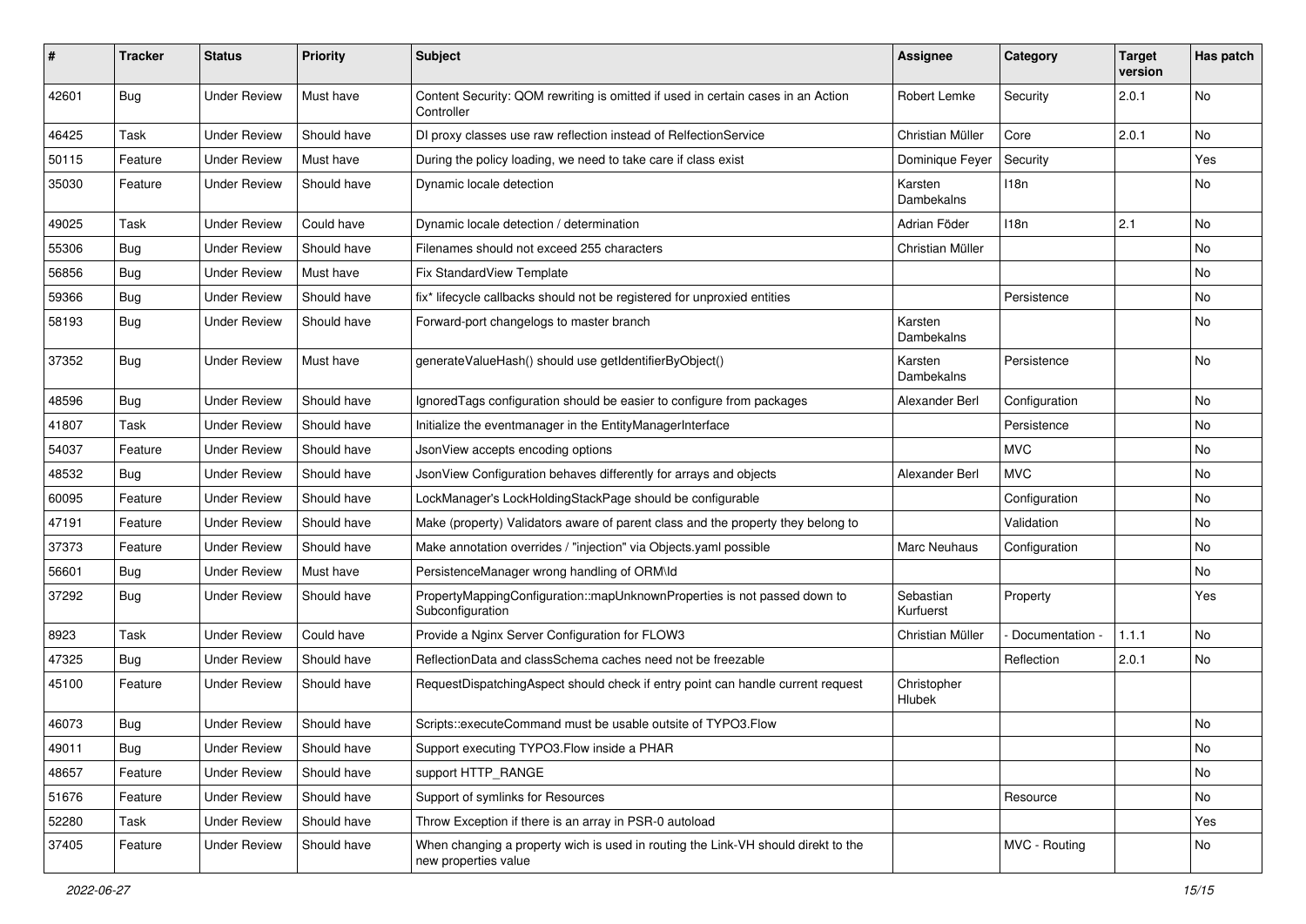| # | Tracker | Status | Priority | Subject | Assignee | Category | Target version | Has patch |
|---|---|---|---|---|---|---|---|---|
| 42601 | Bug | Under Review | Must have | Content Security: QOM rewriting is omitted if used in certain cases in an Action Controller | Robert Lemke | Security | 2.0.1 | No |
| 46425 | Task | Under Review | Should have | DI proxy classes use raw reflection instead of RelfectionService | Christian Müller | Core | 2.0.1 | No |
| 50115 | Feature | Under Review | Must have | During the policy loading, we need to take care if class exist | Dominique Feyer | Security | | Yes |
| 35030 | Feature | Under Review | Should have | Dynamic locale detection | Karsten Dambekalns | I18n | | No |
| 49025 | Task | Under Review | Could have | Dynamic locale detection / determination | Adrian Föder | I18n | 2.1 | No |
| 55306 | Bug | Under Review | Should have | Filenames should not exceed 255 characters | Christian Müller | | | No |
| 56856 | Bug | Under Review | Must have | Fix StandardView Template | | | | No |
| 59366 | Bug | Under Review | Should have | fix* lifecycle callbacks should not be registered for unproxied entities | | Persistence | | No |
| 58193 | Bug | Under Review | Should have | Forward-port changelogs to master branch | Karsten Dambekalns | | | No |
| 37352 | Bug | Under Review | Must have | generateValueHash() should use getIdentifierByObject() | Karsten Dambekalns | Persistence | | No |
| 48596 | Bug | Under Review | Should have | IgnoredTags configuration should be easier to configure from packages | Alexander Berl | Configuration | | No |
| 41807 | Task | Under Review | Should have | Initialize the eventmanager in the EntityManagerInterface | | Persistence | | No |
| 54037 | Feature | Under Review | Should have | JsonView accepts encoding options | | MVC | | No |
| 48532 | Bug | Under Review | Should have | JsonView Configuration behaves differently for arrays and objects | Alexander Berl | MVC | | No |
| 60095 | Feature | Under Review | Should have | LockManager's LockHoldingStackPage should be configurable | | Configuration | | No |
| 47191 | Feature | Under Review | Should have | Make (property) Validators aware of parent class and the property they belong to | | Validation | | No |
| 37373 | Feature | Under Review | Should have | Make annotation overrides / "injection" via Objects.yaml possible | Marc Neuhaus | Configuration | | No |
| 56601 | Bug | Under Review | Must have | PersistenceManager wrong handling of ORM\Id | | | | No |
| 37292 | Bug | Under Review | Should have | PropertyMappingConfiguration::mapUnknownProperties is not passed down to Subconfiguration | Sebastian Kurfuerst | Property | | Yes |
| 8923 | Task | Under Review | Could have | Provide a Nginx Server Configuration for FLOW3 | Christian Müller | - Documentation - | 1.1.1 | No |
| 47325 | Bug | Under Review | Should have | ReflectionData and classSchema caches need not be freezable | | Reflection | 2.0.1 | No |
| 45100 | Feature | Under Review | Should have | RequestDispatchingAspect should check if entry point can handle current request | Christopher Hlubek | | | |
| 46073 | Bug | Under Review | Should have | Scripts::executeCommand must be usable outsite of TYPO3.Flow | | | | No |
| 49011 | Bug | Under Review | Should have | Support executing TYPO3.Flow inside a PHAR | | | | No |
| 48657 | Feature | Under Review | Should have | support HTTP_RANGE | | | | No |
| 51676 | Feature | Under Review | Should have | Support of symlinks for Resources | | Resource | | No |
| 52280 | Task | Under Review | Should have | Throw Exception if there is an array in PSR-0 autoload | | | | Yes |
| 37405 | Feature | Under Review | Should have | When changing a property wich is used in routing the Link-VH should direkt to the new properties value | | MVC - Routing | | No |